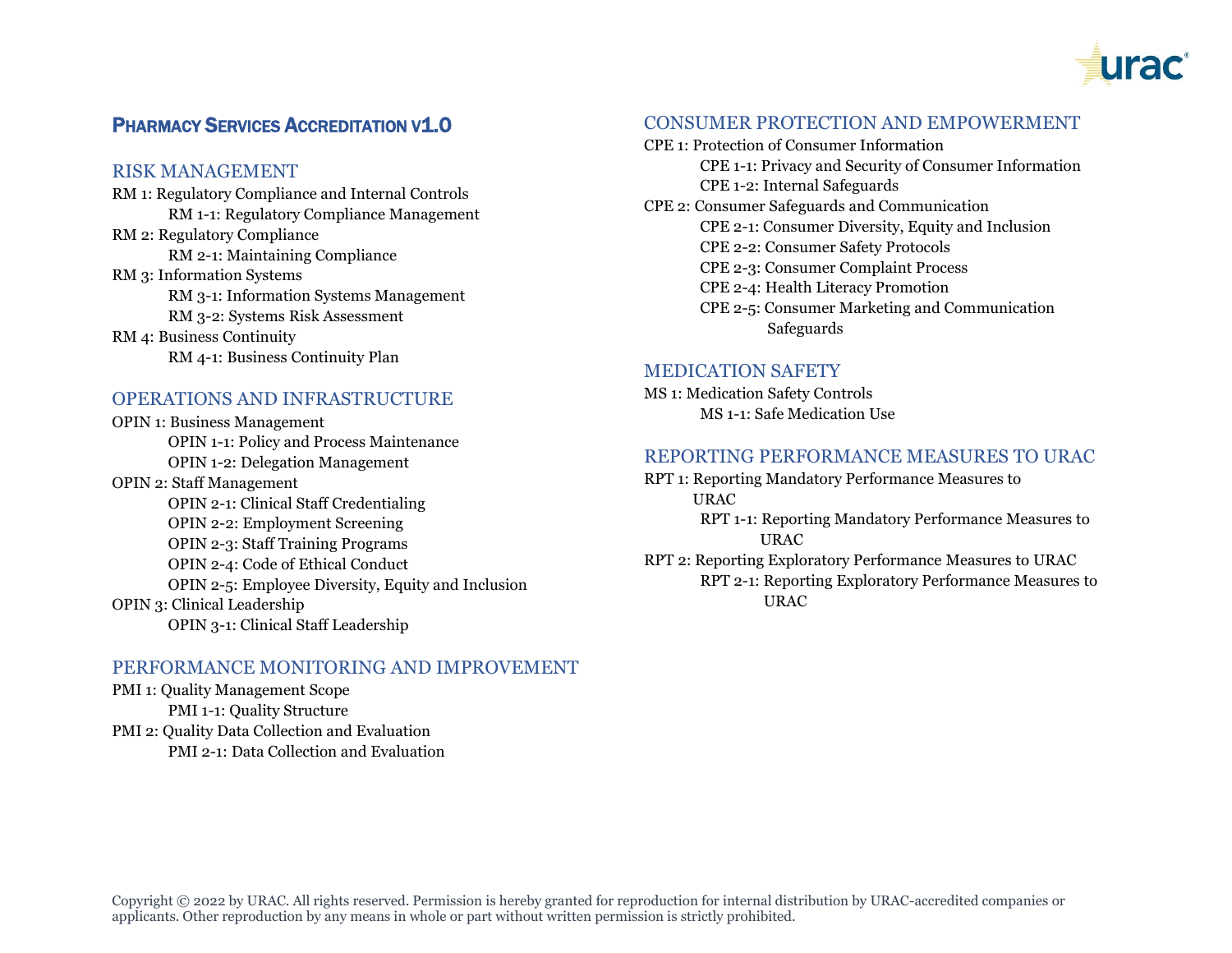# Pharmacy Services Accreditation v1.0

## RISK MANAGEMENT

RM 1: Regulatory Compliance and Internal Controls
- RM 1-1: Regulatory Compliance Management

RM 2: Regulatory Compliance
- RM 2-1: Maintaining Compliance

RM 3: Information Systems
- RM 3-1: Information Systems Management
- RM 3-2: Systems Risk Assessment

RM 4: Business Continuity
- RM 4-1: Business Continuity Plan

## OPERATIONS AND INFRASTRUCTURE

OPIN 1: Business Management
- OPIN 1-1: Policy and Process Maintenance
- OPIN 1-2: Delegation Management

OPIN 2: Staff Management
- OPIN 2-1: Clinical Staff Credentialing
- OPIN 2-2: Employment Screening
- OPIN 2-3: Staff Training Programs
- OPIN 2-4: Code of Ethical Conduct
- OPIN 2-5: Employee Diversity, Equity and Inclusion

OPIN 3: Clinical Leadership
- OPIN 3-1: Clinical Staff Leadership

## PERFORMANCE MONITORING AND IMPROVEMENT

PMI 1: Quality Management Scope
- PMI 1-1: Quality Structure

PMI 2: Quality Data Collection and Evaluation
- PMI 2-1: Data Collection and Evaluation

## CONSUMER PROTECTION AND EMPOWERMENT

CPE 1: Protection of Consumer Information
- CPE 1-1: Privacy and Security of Consumer Information
- CPE 1-2: Internal Safeguards

CPE 2: Consumer Safeguards and Communication
- CPE 2-1: Consumer Diversity, Equity and Inclusion
- CPE 2-2: Consumer Safety Protocols
- CPE 2-3: Consumer Complaint Process
- CPE 2-4: Health Literacy Promotion
- CPE 2-5: Consumer Marketing and Communication Safeguards

## MEDICATION SAFETY

MS 1: Medication Safety Controls
- MS 1-1: Safe Medication Use

## REPORTING PERFORMANCE MEASURES TO URAC

RPT 1: Reporting Mandatory Performance Measures to URAC
- RPT 1-1: Reporting Mandatory Performance Measures to URAC

RPT 2: Reporting Exploratory Performance Measures to URAC
- RPT 2-1: Reporting Exploratory Performance Measures to URAC

Copyright © 2022 by URAC. All rights reserved. Permission is hereby granted for reproduction for internal distribution by URAC-accredited companies or applicants. Other reproduction by any means in whole or part without written permission is strictly prohibited.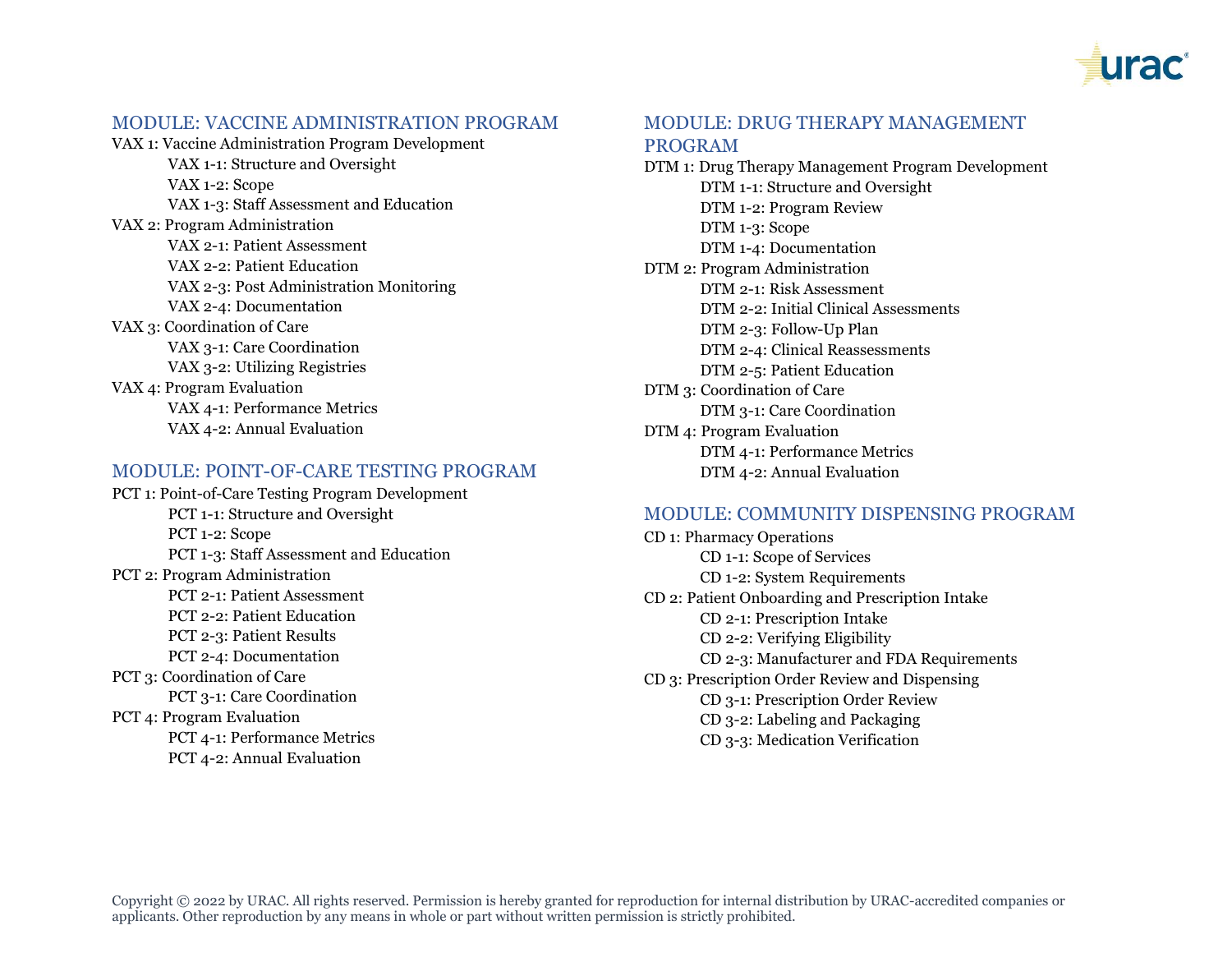## MODULE: VACCINE ADMINISTRATION PROGRAM

- VAX 1: Vaccine Administration Program Development
  - VAX 1-1: Structure and Oversight
  - VAX 1-2: Scope
  - VAX 1-3: Staff Assessment and Education
- VAX 2: Program Administration
  - VAX 2-1: Patient Assessment
  - VAX 2-2: Patient Education
  - VAX 2-3: Post Administration Monitoring
  - VAX 2-4: Documentation
- VAX 3: Coordination of Care
  - VAX 3-1: Care Coordination
  - VAX 3-2: Utilizing Registries
- VAX 4: Program Evaluation
  - VAX 4-1: Performance Metrics
  - VAX 4-2: Annual Evaluation

## MODULE: POINT-OF-CARE TESTING PROGRAM

- PCT 1: Point-of-Care Testing Program Development
  - PCT 1-1: Structure and Oversight
  - PCT 1-2: Scope
  - PCT 1-3: Staff Assessment and Education
- PCT 2: Program Administration
  - PCT 2-1: Patient Assessment
  - PCT 2-2: Patient Education
  - PCT 2-3: Patient Results
  - PCT 2-4: Documentation
- PCT 3: Coordination of Care
  - PCT 3-1: Care Coordination
- PCT 4: Program Evaluation
  - PCT 4-1: Performance Metrics
  - PCT 4-2: Annual Evaluation

## MODULE: DRUG THERAPY MANAGEMENT PROGRAM

- DTM 1: Drug Therapy Management Program Development
  - DTM 1-1: Structure and Oversight
  - DTM 1-2: Program Review
  - DTM 1-3: Scope
  - DTM 1-4: Documentation
- DTM 2: Program Administration
  - DTM 2-1: Risk Assessment
  - DTM 2-2: Initial Clinical Assessments
  - DTM 2-3: Follow-Up Plan
  - DTM 2-4: Clinical Reassessments
  - DTM 2-5: Patient Education
- DTM 3: Coordination of Care
  - DTM 3-1: Care Coordination
- DTM 4: Program Evaluation
  - DTM 4-1: Performance Metrics
  - DTM 4-2: Annual Evaluation

## MODULE: COMMUNITY DISPENSING PROGRAM

- CD 1: Pharmacy Operations
  - CD 1-1: Scope of Services
  - CD 1-2: System Requirements
- CD 2: Patient Onboarding and Prescription Intake
  - CD 2-1: Prescription Intake
  - CD 2-2: Verifying Eligibility
  - CD 2-3: Manufacturer and FDA Requirements
- CD 3: Prescription Order Review and Dispensing
  - CD 3-1: Prescription Order Review
  - CD 3-2: Labeling and Packaging
  - CD 3-3: Medication Verification

Copyright © 2022 by URAC. All rights reserved. Permission is hereby granted for reproduction for internal distribution by URAC-accredited companies or applicants. Other reproduction by any means in whole or part without written permission is strictly prohibited.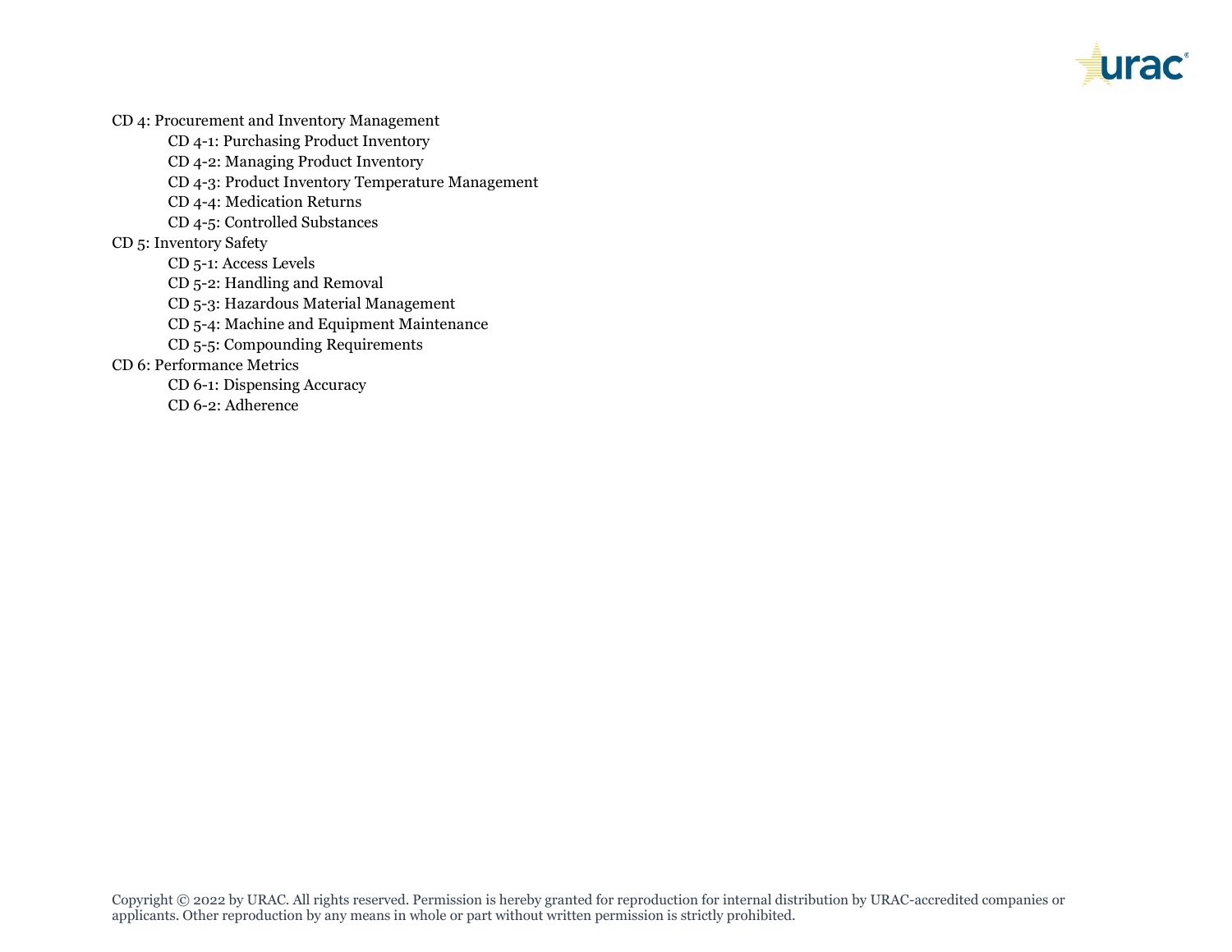- CD 4: Procurement and Inventory Management
  - CD 4-1: Purchasing Product Inventory
  - CD 4-2: Managing Product Inventory
  - CD 4-3: Product Inventory Temperature Management
  - CD 4-4: Medication Returns
  - CD 4-5: Controlled Substances
- CD 5: Inventory Safety
  - CD 5-1: Access Levels
  - CD 5-2: Handling and Removal
  - CD 5-3: Hazardous Material Management
  - CD 5-4: Machine and Equipment Maintenance
  - CD 5-5: Compounding Requirements
- CD 6: Performance Metrics
  - CD 6-1: Dispensing Accuracy
  - CD 6-2: Adherence

Copyright © 2022 by URAC. All rights reserved. Permission is hereby granted for reproduction for internal distribution by URAC-accredited companies or applicants. Other reproduction by any means in whole or part without written permission is strictly prohibited.